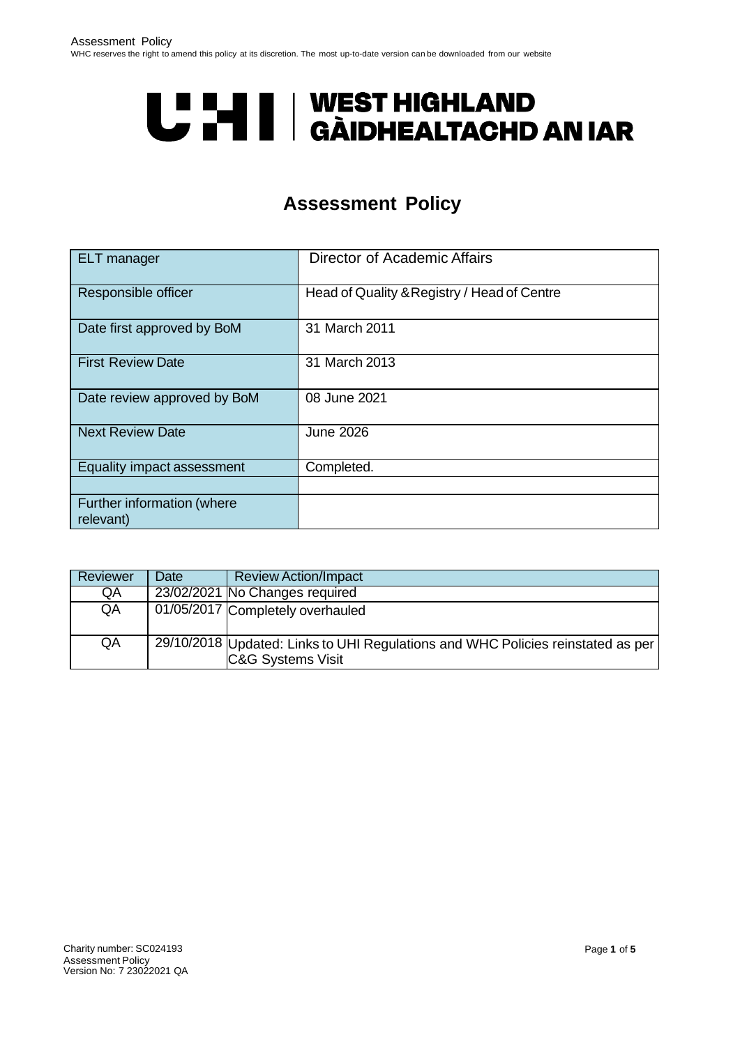# UHI | WEST HIGHLAND GÀIDHEALTACHD AN IAR

## Assessment Policy

| ELT manager | Director of Academic Affairs |
|---|---|
| Responsible officer | Head of Quality & Registry / Head of Centre |
| Date first approved by BoM | 31 March 2011 |
| First Review Date | 31 March 2013 |
| Date review approved by BoM | 08 June 2021 |
| Next Review Date | June 2026 |
| Equality impact assessment | Completed. |
| | |
| Further information (where relevant) | |

| Reviewer | Date | Review Action/Impact |
|---|---|---|
| QA | 23/02/2021 | No Changes required |
| QA | 01/05/2017 | Completely overhauled |
| QA | 29/10/2018 | Updated: Links to UHI Regulations and WHC Policies reinstated as per C&G Systems Visit |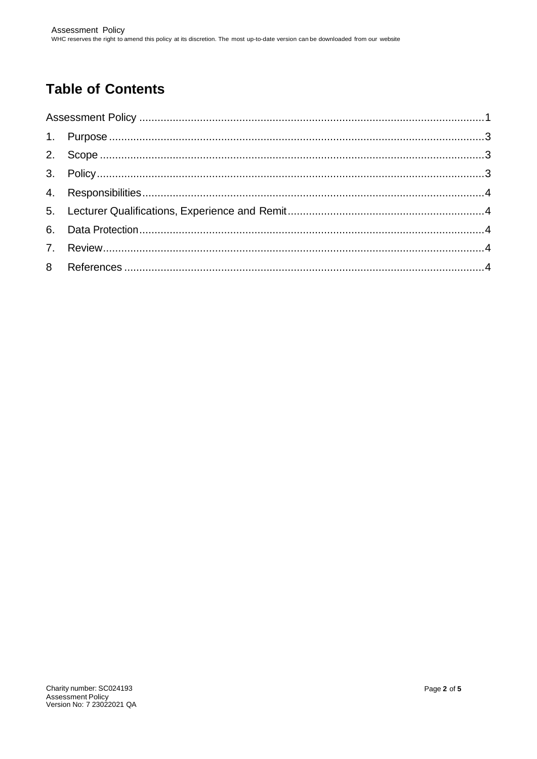# Table of Contents

Assessment Policy ....................................................................................................................1

1. Purpose ..............................................................................................................................3
2. Scope .................................................................................................................................3
3. Policy..................................................................................................................................3
4. Responsibilities...................................................................................................................4
5. Lecturer Qualifications, Experience and Remit...................................................................4
6. Data Protection...................................................................................................................4
7. Review................................................................................................................................4
8. References .........................................................................................................................4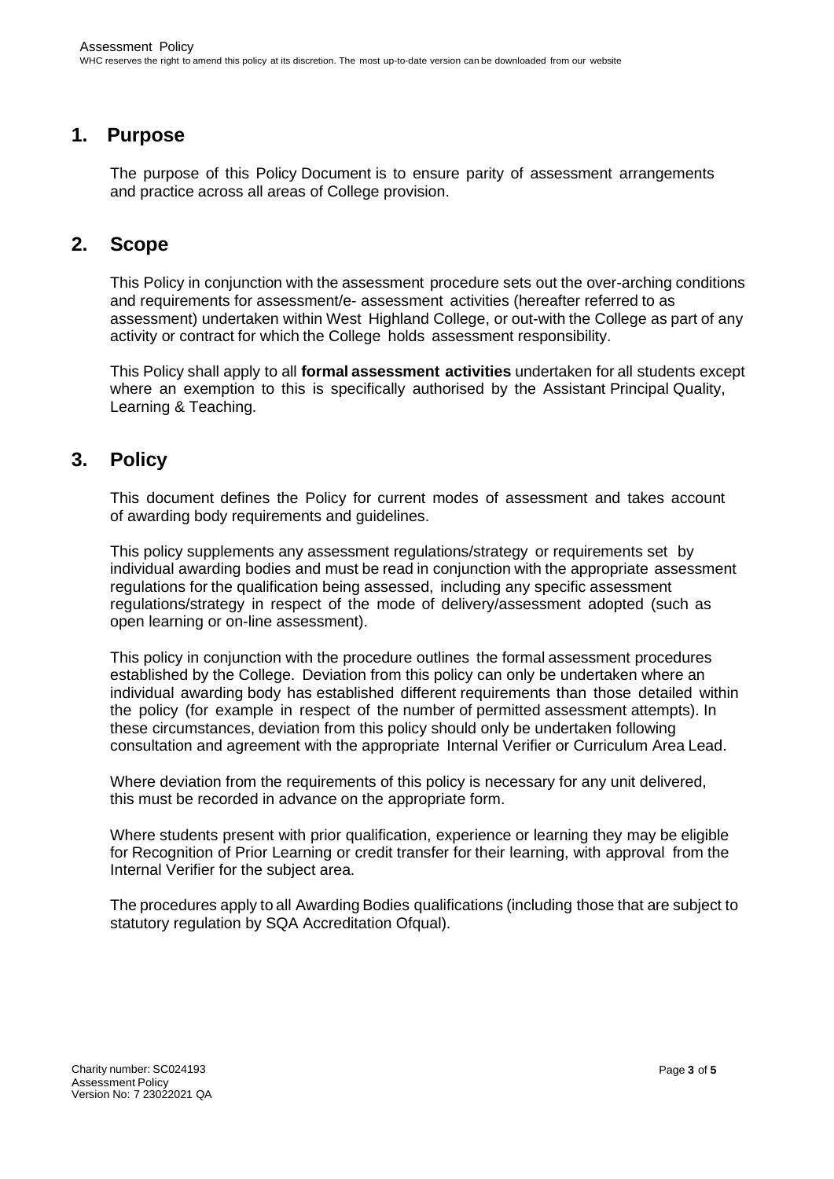## 1. Purpose

The purpose of this Policy Document is to ensure parity of assessment arrangements and practice across all areas of College provision.

## 2. Scope

This Policy in conjunction with the assessment procedure sets out the over-arching conditions and requirements for assessment/e- assessment activities (hereafter referred to as assessment) undertaken within West Highland College, or out-with the College as part of any activity or contract for which the College holds assessment responsibility.

This Policy shall apply to all **formal assessment activities** undertaken for all students except where an exemption to this is specifically authorised by the Assistant Principal Quality, Learning & Teaching.

## 3. Policy

This document defines the Policy for current modes of assessment and takes account of awarding body requirements and guidelines.

This policy supplements any assessment regulations/strategy or requirements set by individual awarding bodies and must be read in conjunction with the appropriate assessment regulations for the qualification being assessed, including any specific assessment regulations/strategy in respect of the mode of delivery/assessment adopted (such as open learning or on-line assessment).

This policy in conjunction with the procedure outlines the formal assessment procedures established by the College. Deviation from this policy can only be undertaken where an individual awarding body has established different requirements than those detailed within the policy (for example in respect of the number of permitted assessment attempts). In these circumstances, deviation from this policy should only be undertaken following consultation and agreement with the appropriate Internal Verifier or Curriculum Area Lead.

Where deviation from the requirements of this policy is necessary for any unit delivered, this must be recorded in advance on the appropriate form.

Where students present with prior qualification, experience or learning they may be eligible for Recognition of Prior Learning or credit transfer for their learning, with approval from the Internal Verifier for the subject area.

The procedures apply to all Awarding Bodies qualifications (including those that are subject to statutory regulation by SQA Accreditation Ofqual).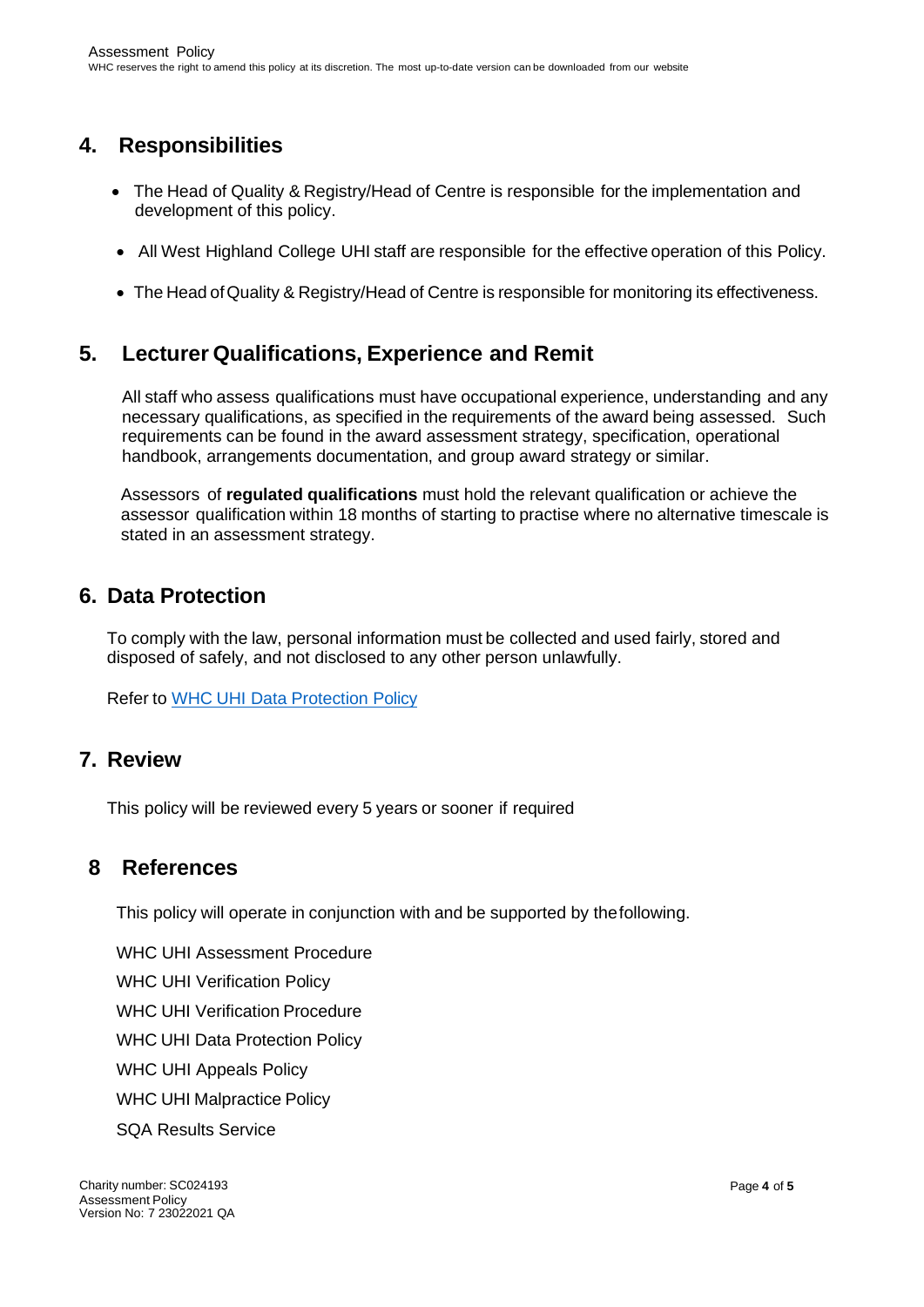## 4. Responsibilities

- The Head of Quality & Registry/Head of Centre is responsible for the implementation and development of this policy.
- All West Highland College UHI staff are responsible for the effective operation of this Policy.
- The Head of Quality & Registry/Head of Centre is responsible for monitoring its effectiveness.

## 5. Lecturer Qualifications, Experience and Remit

All staff who assess qualifications must have occupational experience, understanding and any necessary qualifications, as specified in the requirements of the award being assessed. Such requirements can be found in the award assessment strategy, specification, operational handbook, arrangements documentation, and group award strategy or similar.

Assessors of **regulated qualifications** must hold the relevant qualification or achieve the assessor qualification within 18 months of starting to practise where no alternative timescale is stated in an assessment strategy.

## 6. Data Protection

To comply with the law, personal information must be collected and used fairly, stored and disposed of safely, and not disclosed to any other person unlawfully.

Refer to WHC UHI Data Protection Policy

## 7. Review

This policy will be reviewed every 5 years or sooner if required

## 8 References

This policy will operate in conjunction with and be supported by the following.

WHC UHI Assessment Procedure

WHC UHI Verification Policy

WHC UHI Verification Procedure

WHC UHI Data Protection Policy

WHC UHI Appeals Policy

WHC UHI Malpractice Policy

SQA Results Service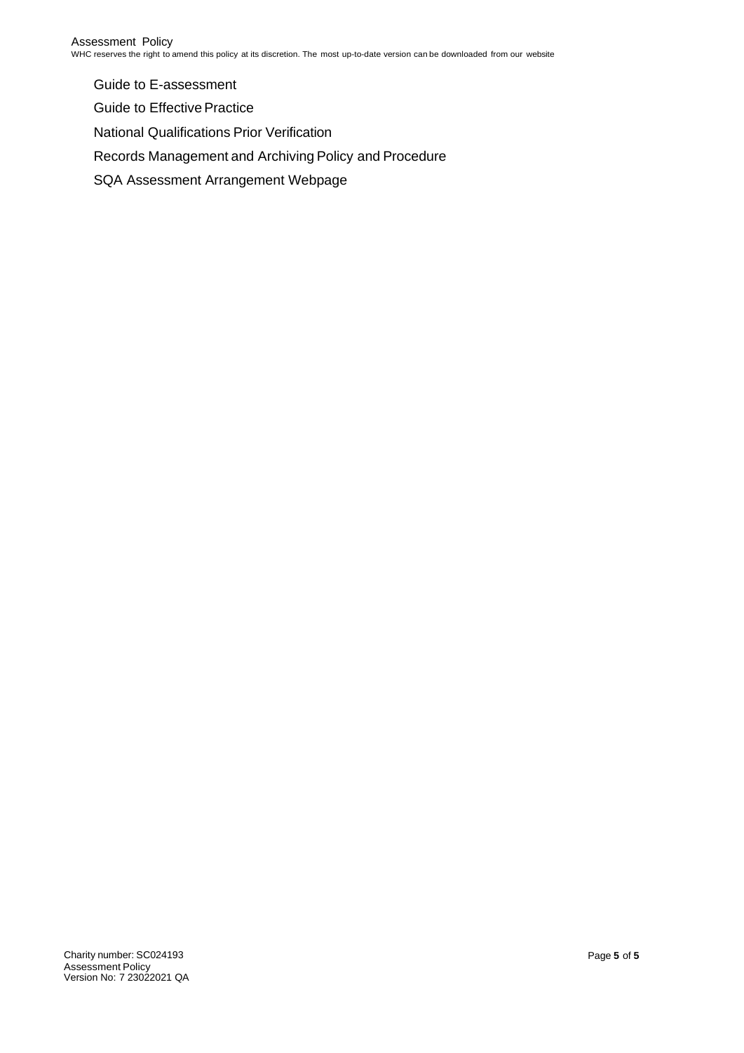Guide to E-assessment

Guide to Effective Practice

National Qualifications Prior Verification

Records Management and Archiving Policy and Procedure

SQA Assessment Arrangement Webpage